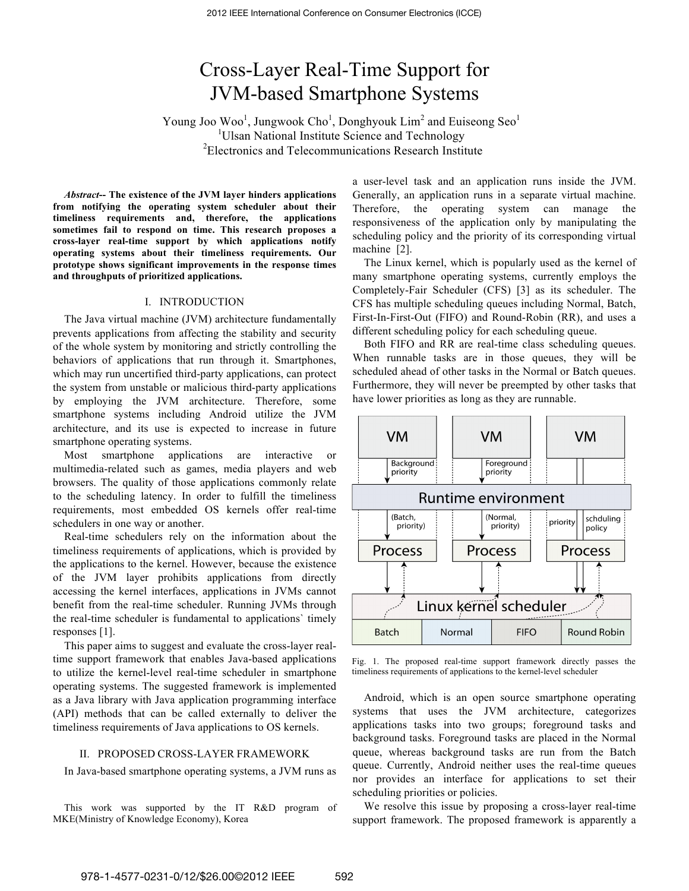# Cross-Layer Real-Time Support for JVM-based Smartphone Systems

Young Joo Woo[1], Jungwook Cho[1], Donghyouk Lim[2] and Euiseong Seo[1]

[1]Ulsan National Institute Science and Technology

[2]Electronics and Telecommunications Research Institute

***Abstract*-- The existence of the JVM layer hinders applications from notifying the operating system scheduler about their timeliness requirements and, therefore, the applications sometimes fail to respond on time. This research proposes a cross-layer real-time support by which applications notify operating systems about their timeliness requirements. Our prototype shows significant improvements in the response times and throughputs of prioritized applications.**

## I. INTRODUCTION

The Java virtual machine (JVM) architecture fundamentally prevents applications from affecting the stability and security of the whole system by monitoring and strictly controlling the behaviors of applications that run through it. Smartphones, which may run uncertified third-party applications, can protect the system from unstable or malicious third-party applications by employing the JVM architecture. Therefore, some smartphone systems including Android utilize the JVM architecture, and its use is expected to increase in future smartphone operating systems.

Most smartphone applications are interactive or multimedia-related such as games, media players and web browsers. The quality of those applications commonly relate to the scheduling latency. In order to fulfill the timeliness requirements, most embedded OS kernels offer real-time schedulers in one way or another.

Real-time schedulers rely on the information about the timeliness requirements of applications, which is provided by the applications to the kernel. However, because the existence of the JVM layer prohibits applications from directly accessing the kernel interfaces, applications in JVMs cannot benefit from the real-time scheduler. Running JVMs through the real-time scheduler is fundamental to applications` timely responses [1].

This paper aims to suggest and evaluate the cross-layer real-time support framework that enables Java-based applications to utilize the kernel-level real-time scheduler in smartphone operating systems. The suggested framework is implemented as a Java library with Java application programming interface (API) methods that can be called externally to deliver the timeliness requirements of Java applications to OS kernels.

## II. PROPOSED CROSS-LAYER FRAMEWORK

In Java-based smartphone operating systems, a JVM runs as a user-level task and an application runs inside the JVM. Generally, an application runs in a separate virtual machine. Therefore, the operating system can manage the responsiveness of the application only by manipulating the scheduling policy and the priority of its corresponding virtual machine [2].

The Linux kernel, which is popularly used as the kernel of many smartphone operating systems, currently employs the Completely-Fair Scheduler (CFS) [3] as its scheduler. The CFS has multiple scheduling queues including Normal, Batch, First-In-First-Out (FIFO) and Round-Robin (RR), and uses a different scheduling policy for each scheduling queue.

Both FIFO and RR are real-time class scheduling queues. When runnable tasks are in those queues, they will be scheduled ahead of other tasks in the Normal or Batch queues. Furthermore, they will never be preempted by other tasks that have lower priorities as long as they are runnable.

Fig. 1. The proposed real-time support framework directly passes the timeliness requirements of applications to the kernel-level scheduler

Android, which is an open source smartphone operating systems that uses the JVM architecture, categorizes applications tasks into two groups; foreground tasks and background tasks. Foreground tasks are placed in the Normal queue, whereas background tasks are run from the Batch queue. Currently, Android neither uses the real-time queues nor provides an interface for applications to set their scheduling priorities or policies.

We resolve this issue by proposing a cross-layer real-time support framework. The proposed framework is apparently a

This work was supported by the IT R&D program of MKE(Ministry of Knowledge Economy), Korea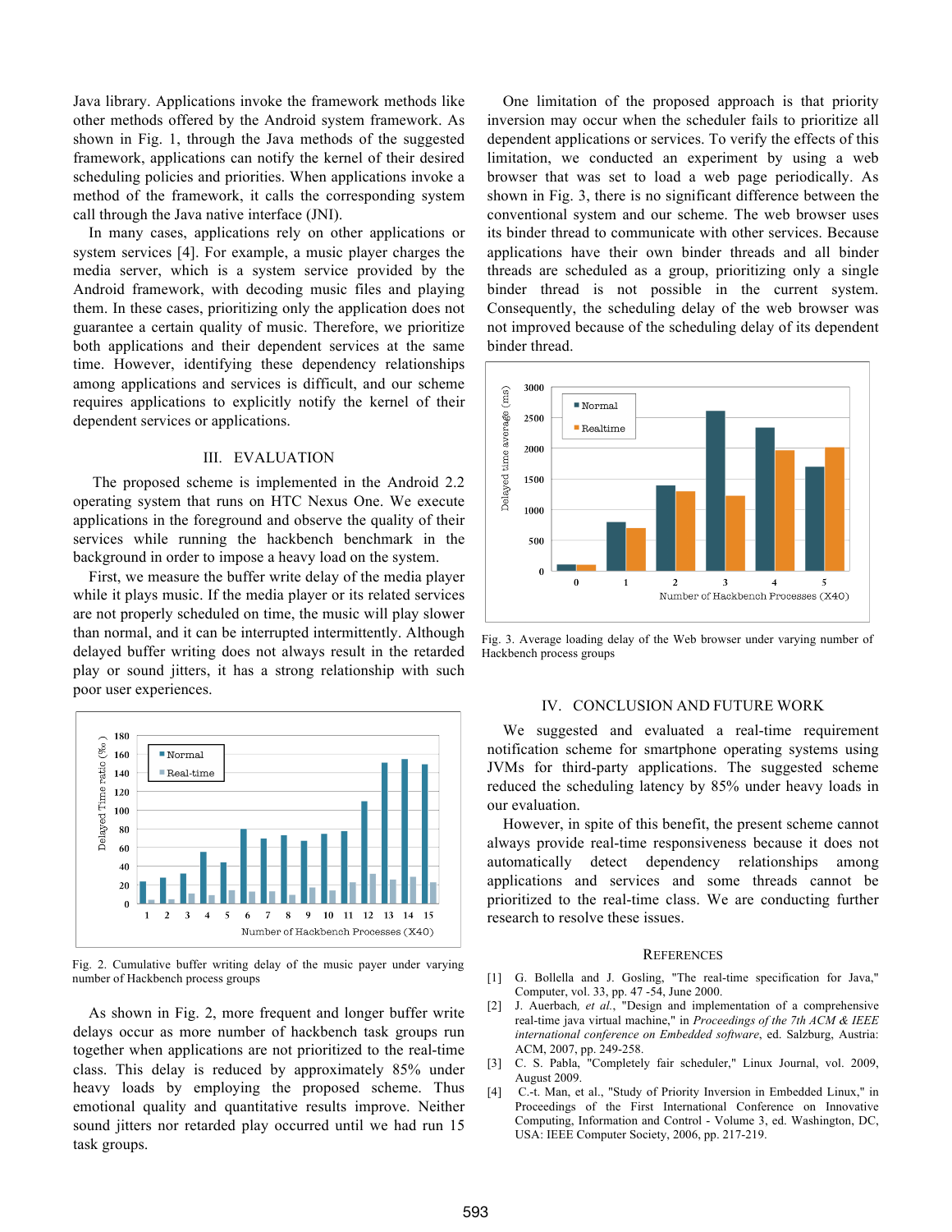Java library. Applications invoke the framework methods like other methods offered by the Android system framework. As shown in Fig. 1, through the Java methods of the suggested framework, applications can notify the kernel of their desired scheduling policies and priorities. When applications invoke a method of the framework, it calls the corresponding system call through the Java native interface (JNI).

In many cases, applications rely on other applications or system services [4]. For example, a music player charges the media server, which is a system service provided by the Android framework, with decoding music files and playing them. In these cases, prioritizing only the application does not guarantee a certain quality of music. Therefore, we prioritize both applications and their dependent services at the same time. However, identifying these dependency relationships among applications and services is difficult, and our scheme requires applications to explicitly notify the kernel of their dependent services or applications.

## III. EVALUATION

The proposed scheme is implemented in the Android 2.2 operating system that runs on HTC Nexus One. We execute applications in the foreground and observe the quality of their services while running the hackbench benchmark in the background in order to impose a heavy load on the system.

First, we measure the buffer write delay of the media player while it plays music. If the media player or its related services are not properly scheduled on time, the music will play slower than normal, and it can be interrupted intermittently. Although delayed buffer writing does not always result in the retarded play or sound jitters, it has a strong relationship with such poor user experiences.

Delayed Time ratio (‰)
180
160
140
120
100
80
60
40
20
0
Normal
Real-time
1 2 3 4 5 6 7 8 9 10 11 12 13 14 15
Number of Hackbench Processes (X40)

Fig. 2. Cumulative buffer writing delay of the music payer under varying number of Hackbench process groups

As shown in Fig. 2, more frequent and longer buffer write delays occur as more number of hackbench task groups run together when applications are not prioritized to the real-time class. This delay is reduced by approximately 85% under heavy loads by employing the proposed scheme. Thus emotional quality and quantitative results improve. Neither sound jitters nor retarded play occurred until we had run 15 task groups.

One limitation of the proposed approach is that priority inversion may occur when the scheduler fails to prioritize all dependent applications or services. To verify the effects of this limitation, we conducted an experiment by using a web browser that was set to load a web page periodically. As shown in Fig. 3, there is no significant difference between the conventional system and our scheme. The web browser uses its binder thread to communicate with other services. Because applications have their own binder threads and all binder threads are scheduled as a group, prioritizing only a single binder thread is not possible in the current system. Consequently, the scheduling delay of the web browser was not improved because of the scheduling delay of its dependent binder thread.

Delayed time average (ms)
3000
2500
2000
1500
1000
500
0
Normal
Realtime
0 1 2 3 4 5
Number of Hackbench Processes (X40)

Fig. 3. Average loading delay of the Web browser under varying number of Hackbench process groups

## IV. CONCLUSION AND FUTURE WORK

We suggested and evaluated a real-time requirement notification scheme for smartphone operating systems using JVMs for third-party applications. The suggested scheme reduced the scheduling latency by 85% under heavy loads in our evaluation.

However, in spite of this benefit, the present scheme cannot always provide real-time responsiveness because it does not automatically detect dependency relationships among applications and services and some threads cannot be prioritized to the real-time class. We are conducting further research to resolve these issues.

## REFERENCES

[1] G. Bollella and J. Gosling, "The real-time specification for Java," Computer, vol. 33, pp. 47 -54, June 2000.

[2] J. Auerbach, *et al.*, "Design and implementation of a comprehensive real-time java virtual machine," in *Proceedings of the 7th ACM & IEEE international conference on Embedded software*, ed. Salzburg, Austria: ACM, 2007, pp. 249-258.

[3] C. S. Pabla, "Completely fair scheduler," Linux Journal, vol. 2009, August 2009.

[4] C.-t. Man, et al., "Study of Priority Inversion in Embedded Linux," in Proceedings of the First International Conference on Innovative Computing, Information and Control - Volume 3, ed. Washington, DC, USA: IEEE Computer Society, 2006, pp. 217-219.